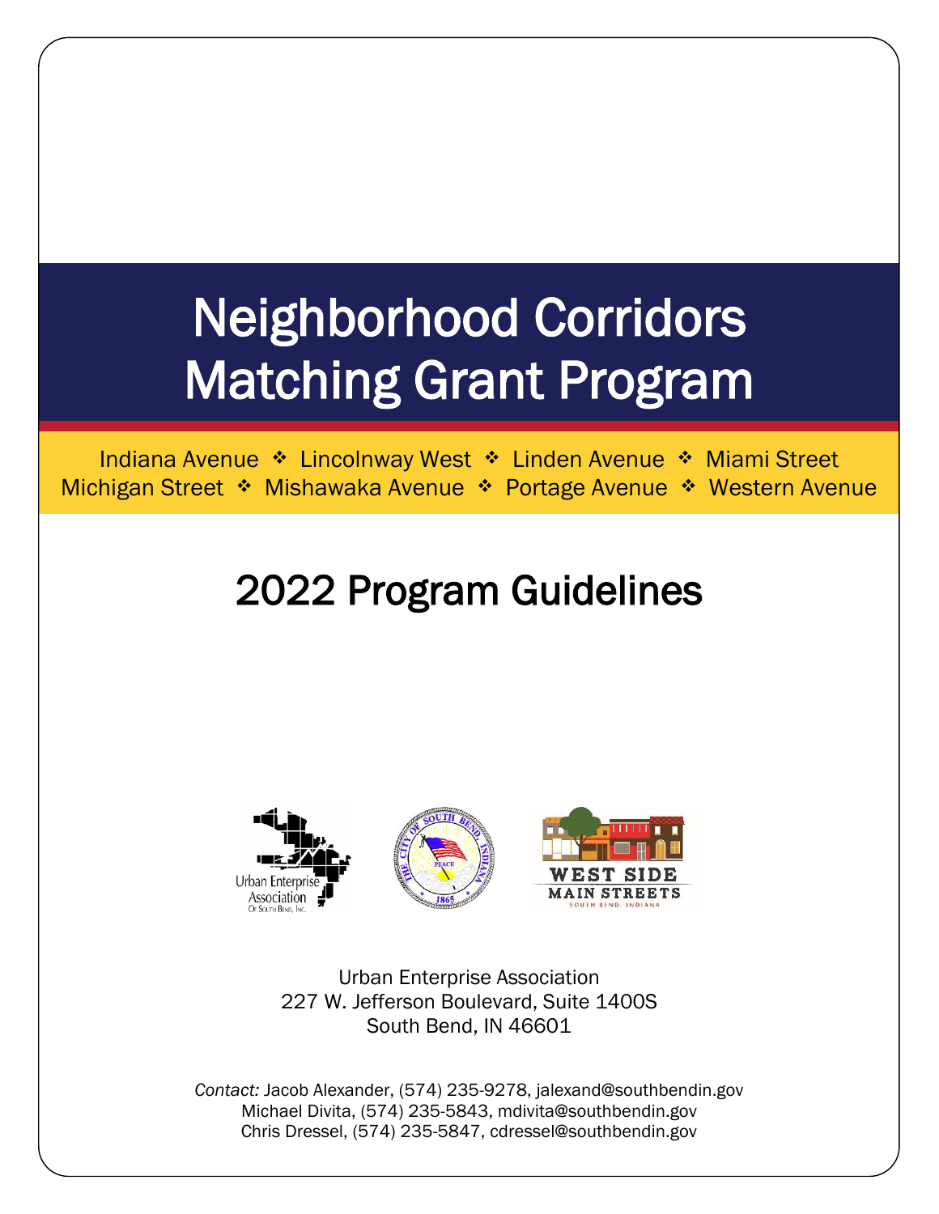# Neighborhood Corridors Matching Grant Program

Indiana Avenue ❖ Lincolnway West ❖ Linden Avenue ❖ Miami Street
Michigan Street ❖ Mishawaka Avenue ❖ Portage Avenue ❖ Western Avenue

## 2022 Program Guidelines

Urban Enterprise Association
227 W. Jefferson Boulevard, Suite 1400S
South Bend, IN 46601

*Contact:* Jacob Alexander, (574) 235-9278, jalexand@southbendin.gov
Michael Divita, (574) 235-5843, mdivita@southbendin.gov
Chris Dressel, (574) 235-5847, cdressel@southbendin.gov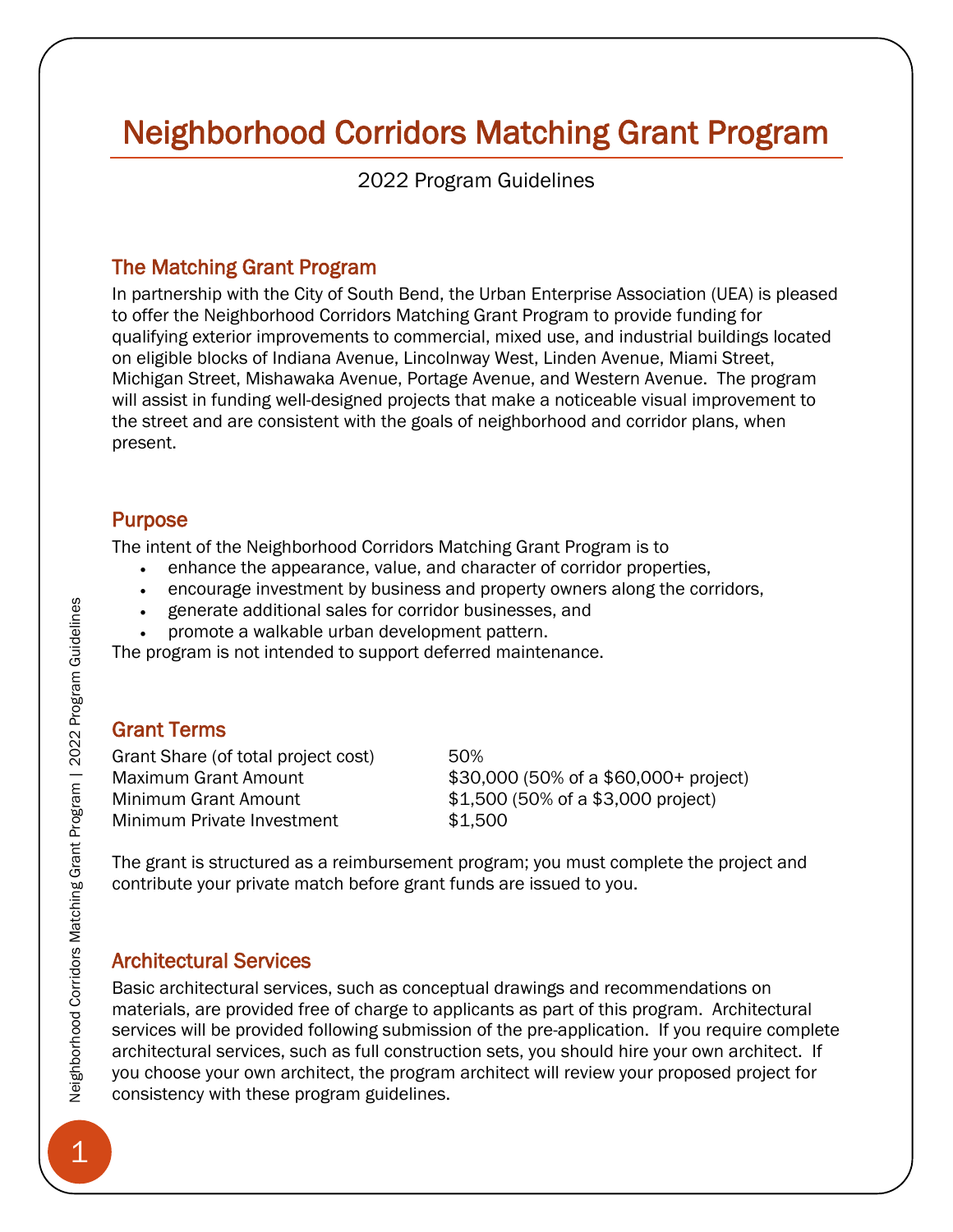# Neighborhood Corridors Matching Grant Program

2022 Program Guidelines

## The Matching Grant Program

In partnership with the City of South Bend, the Urban Enterprise Association (UEA) is pleased to offer the Neighborhood Corridors Matching Grant Program to provide funding for qualifying exterior improvements to commercial, mixed use, and industrial buildings located on eligible blocks of Indiana Avenue, Lincolnway West, Linden Avenue, Miami Street, Michigan Street, Mishawaka Avenue, Portage Avenue, and Western Avenue. The program will assist in funding well-designed projects that make a noticeable visual improvement to the street and are consistent with the goals of neighborhood and corridor plans, when present.

## Purpose

The intent of the Neighborhood Corridors Matching Grant Program is to

- enhance the appearance, value, and character of corridor properties,
- encourage investment by business and property owners along the corridors,
- generate additional sales for corridor businesses, and
- promote a walkable urban development pattern.

The program is not intended to support deferred maintenance.

## Grant Terms

| | |
|---|---|
| Grant Share (of total project cost) | 50% |
| Maximum Grant Amount | $30,000 (50% of a $60,000+ project) |
| Minimum Grant Amount | $1,500 (50% of a $3,000 project) |
| Minimum Private Investment | $1,500 |

The grant is structured as a reimbursement program; you must complete the project and contribute your private match before grant funds are issued to you.

## Architectural Services

Basic architectural services, such as conceptual drawings and recommendations on materials, are provided free of charge to applicants as part of this program. Architectural services will be provided following submission of the pre-application. If you require complete architectural services, such as full construction sets, you should hire your own architect. If you choose your own architect, the program architect will review your proposed project for consistency with these program guidelines.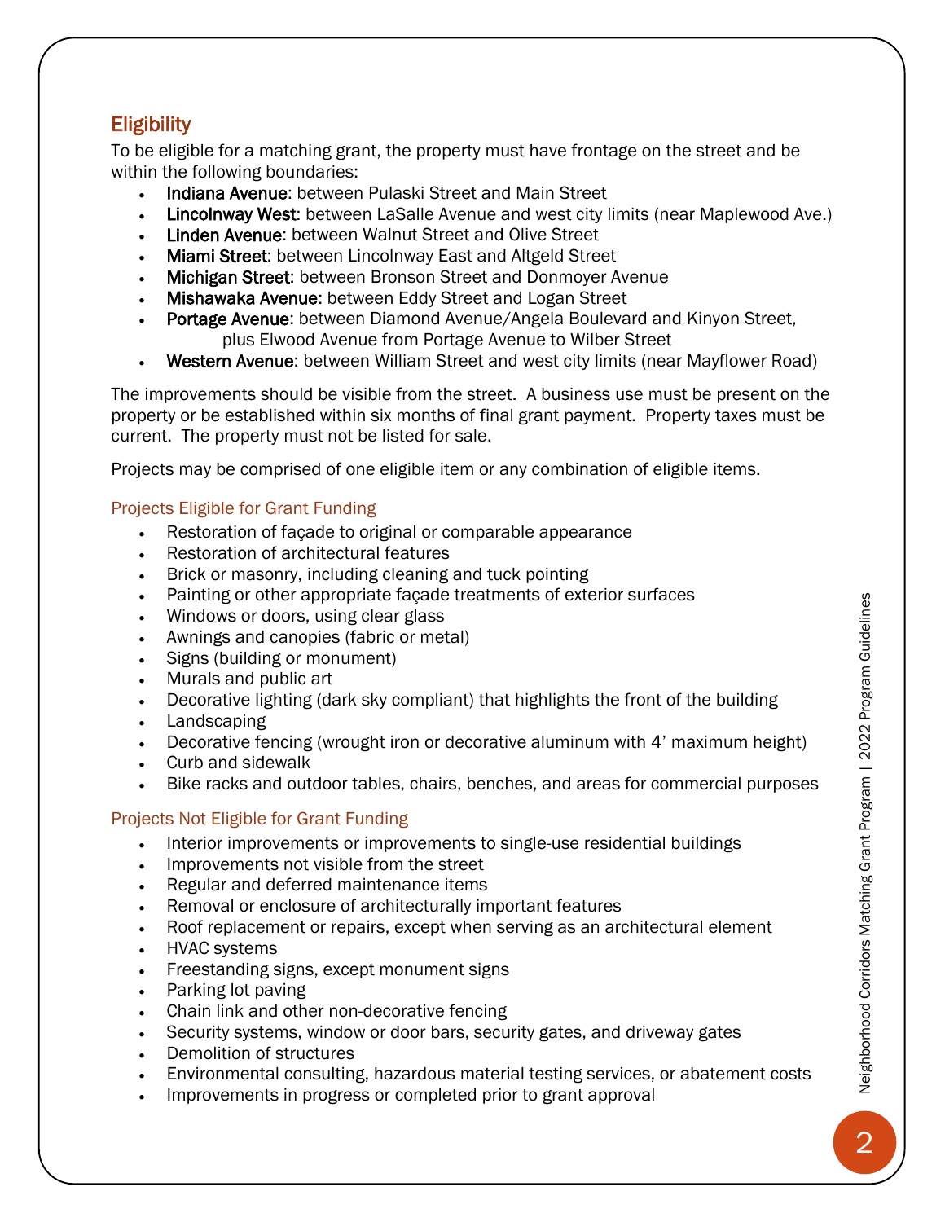## Eligibility

To be eligible for a matching grant, the property must have frontage on the street and be within the following boundaries:

- **Indiana Avenue**: between Pulaski Street and Main Street
- **Lincolnway West**: between LaSalle Avenue and west city limits (near Maplewood Ave.)
- **Linden Avenue**: between Walnut Street and Olive Street
- **Miami Street**: between Lincolnway East and Altgeld Street
- **Michigan Street**: between Bronson Street and Donmoyer Avenue
- **Mishawaka Avenue**: between Eddy Street and Logan Street
- **Portage Avenue**: between Diamond Avenue/Angela Boulevard and Kinyon Street, plus Elwood Avenue from Portage Avenue to Wilber Street
- **Western Avenue**: between William Street and west city limits (near Mayflower Road)

The improvements should be visible from the street. A business use must be present on the property or be established within six months of final grant payment. Property taxes must be current. The property must not be listed for sale.

Projects may be comprised of one eligible item or any combination of eligible items.

### Projects Eligible for Grant Funding

- Restoration of façade to original or comparable appearance
- Restoration of architectural features
- Brick or masonry, including cleaning and tuck pointing
- Painting or other appropriate façade treatments of exterior surfaces
- Windows or doors, using clear glass
- Awnings and canopies (fabric or metal)
- Signs (building or monument)
- Murals and public art
- Decorative lighting (dark sky compliant) that highlights the front of the building
- Landscaping
- Decorative fencing (wrought iron or decorative aluminum with 4' maximum height)
- Curb and sidewalk
- Bike racks and outdoor tables, chairs, benches, and areas for commercial purposes

### Projects Not Eligible for Grant Funding

- Interior improvements or improvements to single-use residential buildings
- Improvements not visible from the street
- Regular and deferred maintenance items
- Removal or enclosure of architecturally important features
- Roof replacement or repairs, except when serving as an architectural element
- HVAC systems
- Freestanding signs, except monument signs
- Parking lot paving
- Chain link and other non-decorative fencing
- Security systems, window or door bars, security gates, and driveway gates
- Demolition of structures
- Environmental consulting, hazardous material testing services, or abatement costs
- Improvements in progress or completed prior to grant approval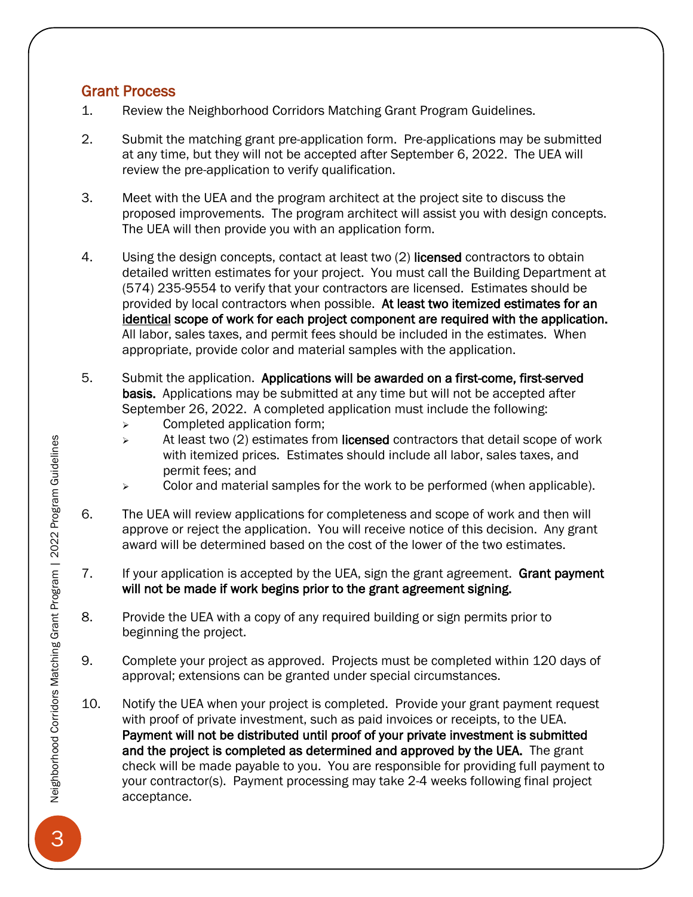## Grant Process

1. Review the Neighborhood Corridors Matching Grant Program Guidelines.

2. Submit the matching grant pre-application form. Pre-applications may be submitted at any time, but they will not be accepted after September 6, 2022. The UEA will review the pre-application to verify qualification.

3. Meet with the UEA and the program architect at the project site to discuss the proposed improvements. The program architect will assist you with design concepts. The UEA will then provide you with an application form.

4. Using the design concepts, contact at least two (2) **licensed** contractors to obtain detailed written estimates for your project. You must call the Building Department at (574) 235-9554 to verify that your contractors are licensed. Estimates should be provided by local contractors when possible. **At least two itemized estimates for an <u>identical</u> scope of work for each project component are required with the application.** All labor, sales taxes, and permit fees should be included in the estimates. When appropriate, provide color and material samples with the application.

5. Submit the application. **Applications will be awarded on a first-come, first-served basis.** Applications may be submitted at any time but will not be accepted after September 26, 2022. A completed application must include the following:
   - Completed application form;
   - At least two (2) estimates from **licensed** contractors that detail scope of work with itemized prices. Estimates should include all labor, sales taxes, and permit fees; and
   - Color and material samples for the work to be performed (when applicable).

6. The UEA will review applications for completeness and scope of work and then will approve or reject the application. You will receive notice of this decision. Any grant award will be determined based on the cost of the lower of the two estimates.

7. If your application is accepted by the UEA, sign the grant agreement. **Grant payment will not be made if work begins prior to the grant agreement signing.**

8. Provide the UEA with a copy of any required building or sign permits prior to beginning the project.

9. Complete your project as approved. Projects must be completed within 120 days of approval; extensions can be granted under special circumstances.

10. Notify the UEA when your project is completed. Provide your grant payment request with proof of private investment, such as paid invoices or receipts, to the UEA. **Payment will not be distributed until proof of your private investment is submitted and the project is completed as determined and approved by the UEA.** The grant check will be made payable to you. You are responsible for providing full payment to your contractor(s). Payment processing may take 2-4 weeks following final project acceptance.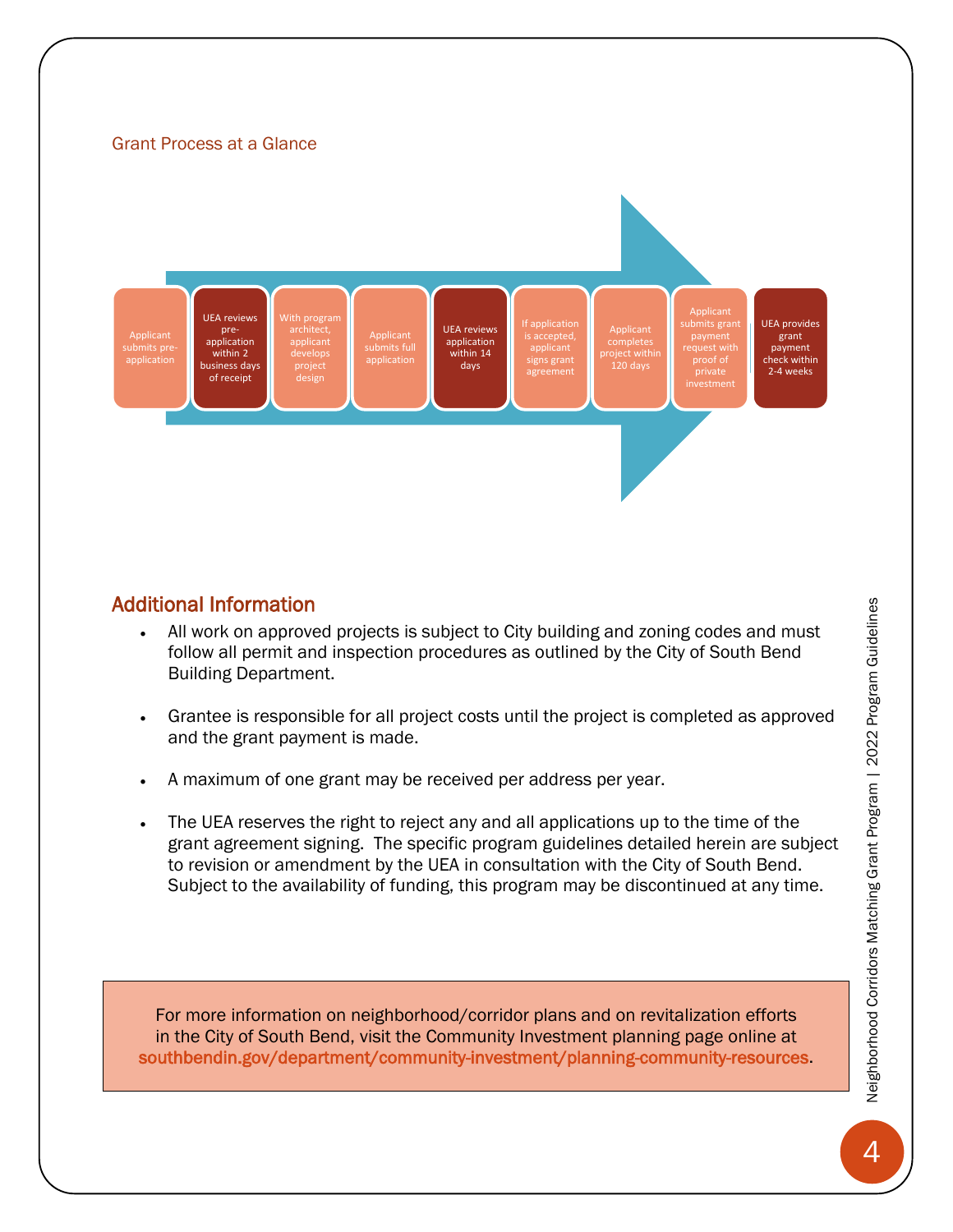Grant Process at a Glance

Applicant submits pre-application

UEA reviews pre-application within 2 business days of receipt

With program architect, applicant develops project design

Applicant submits full application

UEA reviews application within 14 days

If application is accepted, applicant signs grant agreement

Applicant completes project within 120 days

Applicant submits grant payment request with proof of private investment

UEA provides grant payment check within 2-4 weeks

## Additional Information

- All work on approved projects is subject to City building and zoning codes and must follow all permit and inspection procedures as outlined by the City of South Bend Building Department.
- Grantee is responsible for all project costs until the project is completed as approved and the grant payment is made.
- A maximum of one grant may be received per address per year.
- The UEA reserves the right to reject any and all applications up to the time of the grant agreement signing. The specific program guidelines detailed herein are subject to revision or amendment by the UEA in consultation with the City of South Bend. Subject to the availability of funding, this program may be discontinued at any time.

For more information on neighborhood/corridor plans and on revitalization efforts in the City of South Bend, visit the Community Investment planning page online at **southbendin.gov/department/community-investment/planning-community-resources**.